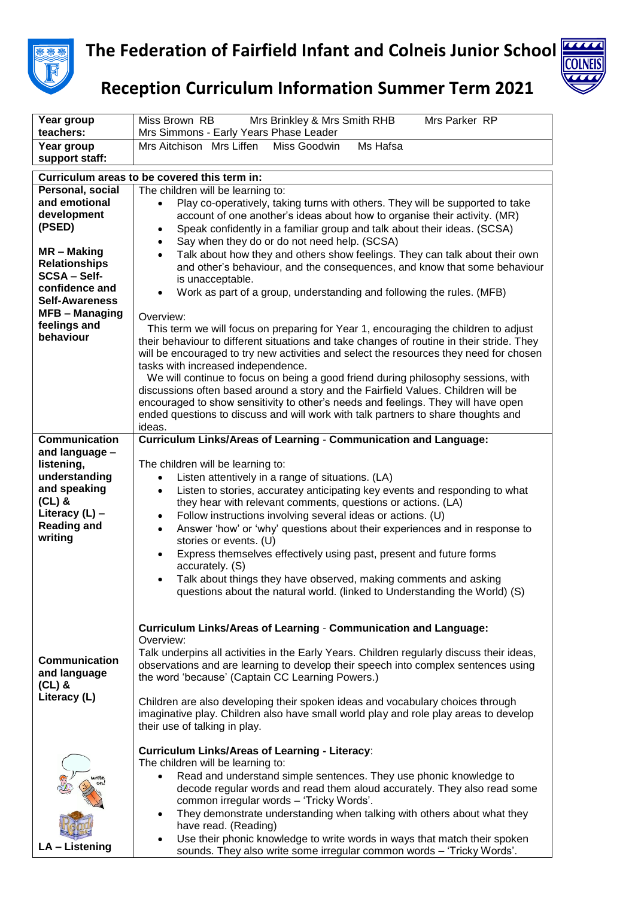# The Federation of Fairfield Infant and Colneis Junior School

## Reception Curriculum Information Summer Term 2021

| Year group teachers: | Miss Brown RB Mrs Brinkley & Mrs Smith RHB Mrs Parker RP<br>Mrs Simmons - Early Years Phase Leader |
|---|---|
| Year group support staff: | Mrs Aitchison Mrs Liffen Miss Goodwin Ms Hafsa |

**Curriculum areas to be covered this term in:**

| | |
|---|---|
| **Personal, social and emotional development (PSED)**<br><br>**MR – Making Relationships**<br>**SCSA – Self-confidence and Self-Awareness**<br>**MFB – Managing feelings and behaviour** | The children will be learning to:<br>• Play co-operatively, taking turns with others. They will be supported to take account of one another's ideas about how to organise their activity. (MR)<br>• Speak confidently in a familiar group and talk about their ideas. (SCSA)<br>• Say when they do or do not need help. (SCSA)<br>• Talk about how they and others show feelings. They can talk about their own and other's behaviour, and the consequences, and know that some behaviour is unacceptable.<br>• Work as part of a group, understanding and following the rules. (MFB)<br><br>Overview:<br>This term we will focus on preparing for Year 1, encouraging the children to adjust their behaviour to different situations and take changes of routine in their stride. They will be encouraged to try new activities and select the resources they need for chosen tasks with increased independence.<br>We will continue to focus on being a good friend during philosophy sessions, with discussions often based around a story and the Fairfield Values. Children will be encouraged to show sensitivity to other's needs and feelings. They will have open ended questions to discuss and will work with talk partners to share thoughts and ideas. |
| **Communication and language – listening, understanding and speaking (CL) & Literacy (L) – Reading and writing** | **Curriculum Links/Areas of Learning** - **Communication and Language:**<br><br>The children will be learning to:<br>• Listen attentively in a range of situations. (LA)<br>• Listen to stories, accuratey anticipating key events and responding to what they hear with relevant comments, questions or actions. (LA)<br>• Follow instructions involving several ideas or actions. (U)<br>• Answer 'how' or 'why' questions about their experiences and in response to stories or events. (U)<br>• Express themselves effectively using past, present and future forms accurately. (S)<br>• Talk about things they have observed, making comments and asking questions about the natural world. (linked to Understanding the World) (S) |
| **Communication and language (CL) & Literacy (L)**<br><br>**LA – Listening** | **Curriculum Links/Areas of Learning** - **Communication and Language:**<br>Overview:<br>Talk underpins all activities in the Early Years. Children regularly discuss their ideas, observations and are learning to develop their speech into complex sentences using the word 'because' (Captain CC Learning Powers.)<br><br>Children are also developing their spoken ideas and vocabulary choices through imaginative play. Children also have small world play and role play areas to develop their use of talking in play.<br><br>**Curriculum Links/Areas of Learning - Literacy**:<br>The children will be learning to:<br>• Read and understand simple sentences. They use phonic knowledge to decode regular words and read them aloud accurately. They also read some common irregular words – 'Tricky Words'.<br>• They demonstrate understanding when talking with others about what they have read. (Reading)<br>• Use their phonic knowledge to write words in ways that match their spoken sounds. They also write some irregular common words – 'Tricky Words'. |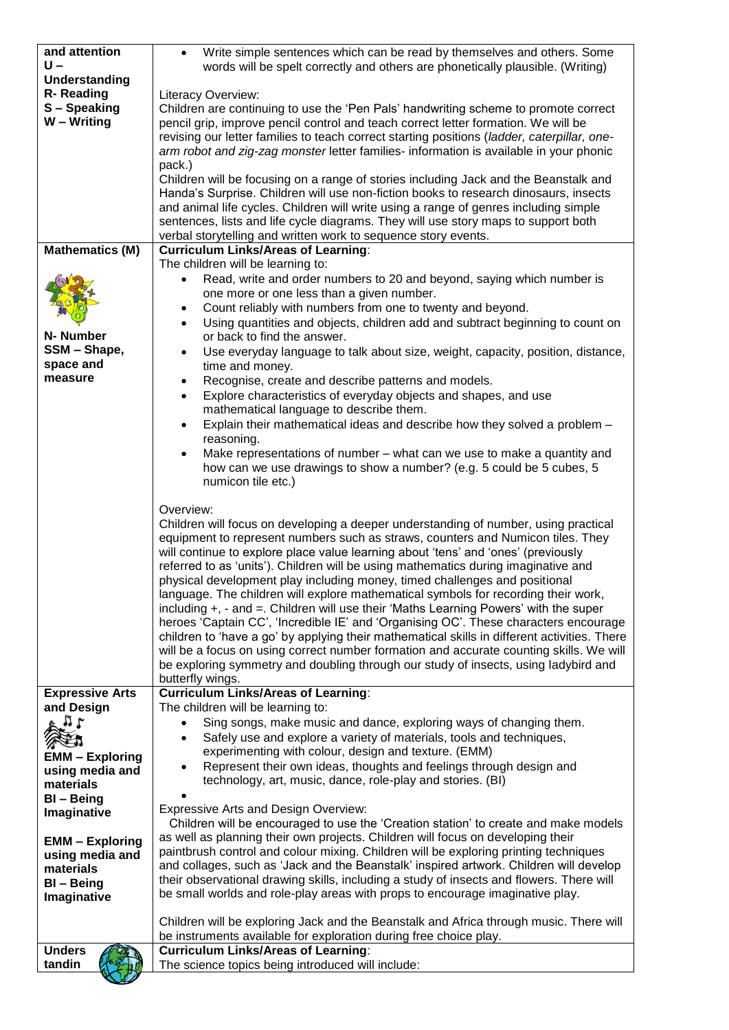| | |
|---|---|
| **and attention**<br>**U – Understanding**<br>**R- Reading**<br>**S – Speaking**<br>**W – Writing** | • Write simple sentences which can be read by themselves and others. Some words will be spelt correctly and others are phonetically plausible. (Writing)<br><br>Literacy Overview:<br>Children are continuing to use the 'Pen Pals' handwriting scheme to promote correct pencil grip, improve pencil control and teach correct letter formation. We will be revising our letter families to teach correct starting positions (*ladder, caterpillar, one-arm robot and zig-zag monster* letter families- information is available in your phonic pack.)<br>Children will be focusing on a range of stories including Jack and the Beanstalk and Handa's Surprise. Children will use non-fiction books to research dinosaurs, insects and animal life cycles. Children will write using a range of genres including simple sentences, lists and life cycle diagrams. They will use story maps to support both verbal storytelling and written work to sequence story events. |
| **Mathematics (M)**<br><br>**N- Number**<br>**SSM – Shape, space and measure** | **Curriculum Links/Areas of Learning**:<br>The children will be learning to:<br>• Read, write and order numbers to 20 and beyond, saying which number is one more or one less than a given number.<br>• Count reliably with numbers from one to twenty and beyond.<br>• Using quantities and objects, children add and subtract beginning to count on or back to find the answer.<br>• Use everyday language to talk about size, weight, capacity, position, distance, time and money.<br>• Recognise, create and describe patterns and models.<br>• Explore characteristics of everyday objects and shapes, and use mathematical language to describe them.<br>• Explain their mathematical ideas and describe how they solved a problem – reasoning.<br>• Make representations of number – what can we use to make a quantity and how can we use drawings to show a number? (e.g. 5 could be 5 cubes, 5 numicon tile etc.)<br><br>Overview:<br>Children will focus on developing a deeper understanding of number, using practical equipment to represent numbers such as straws, counters and Numicon tiles. They will continue to explore place value learning about 'tens' and 'ones' (previously referred to as 'units'). Children will be using mathematics during imaginative and physical development play including money, timed challenges and positional language. The children will explore mathematical symbols for recording their work, including +, - and =. Children will use their 'Maths Learning Powers' with the super heroes 'Captain CC', 'Incredible IE' and 'Organising OC'. These characters encourage children to 'have a go' by applying their mathematical skills in different activities. There will be a focus on using correct number formation and accurate counting skills. We will be exploring symmetry and doubling through our study of insects, using ladybird and butterfly wings. |
| **Expressive Arts and Design**<br><br>**EMM – Exploring using media and materials**<br>**BI – Being Imaginative**<br><br>**EMM – Exploring using media and materials**<br>**BI – Being Imaginative** | **Curriculum Links/Areas of Learning**:<br>The children will be learning to:<br>• Sing songs, make music and dance, exploring ways of changing them.<br>• Safely use and explore a variety of materials, tools and techniques, experimenting with colour, design and texture. (EMM)<br>• Represent their own ideas, thoughts and feelings through design and technology, art, music, dance, role-play and stories. (BI)<br><br>Expressive Arts and Design Overview:<br>Children will be encouraged to use the 'Creation station' to create and make models as well as planning their own projects. Children will focus on developing their paintbrush control and colour mixing. Children will be exploring printing techniques and collages, such as 'Jack and the Beanstalk' inspired artwork. Children will develop their observational drawing skills, including a study of insects and flowers. There will be small worlds and role-play areas with props to encourage imaginative play.<br><br>Children will be exploring Jack and the Beanstalk and Africa through music. There will be instruments available for exploration during free choice play. |
| **Understandin** | **Curriculum Links/Areas of Learning**:<br>The science topics being introduced will include: |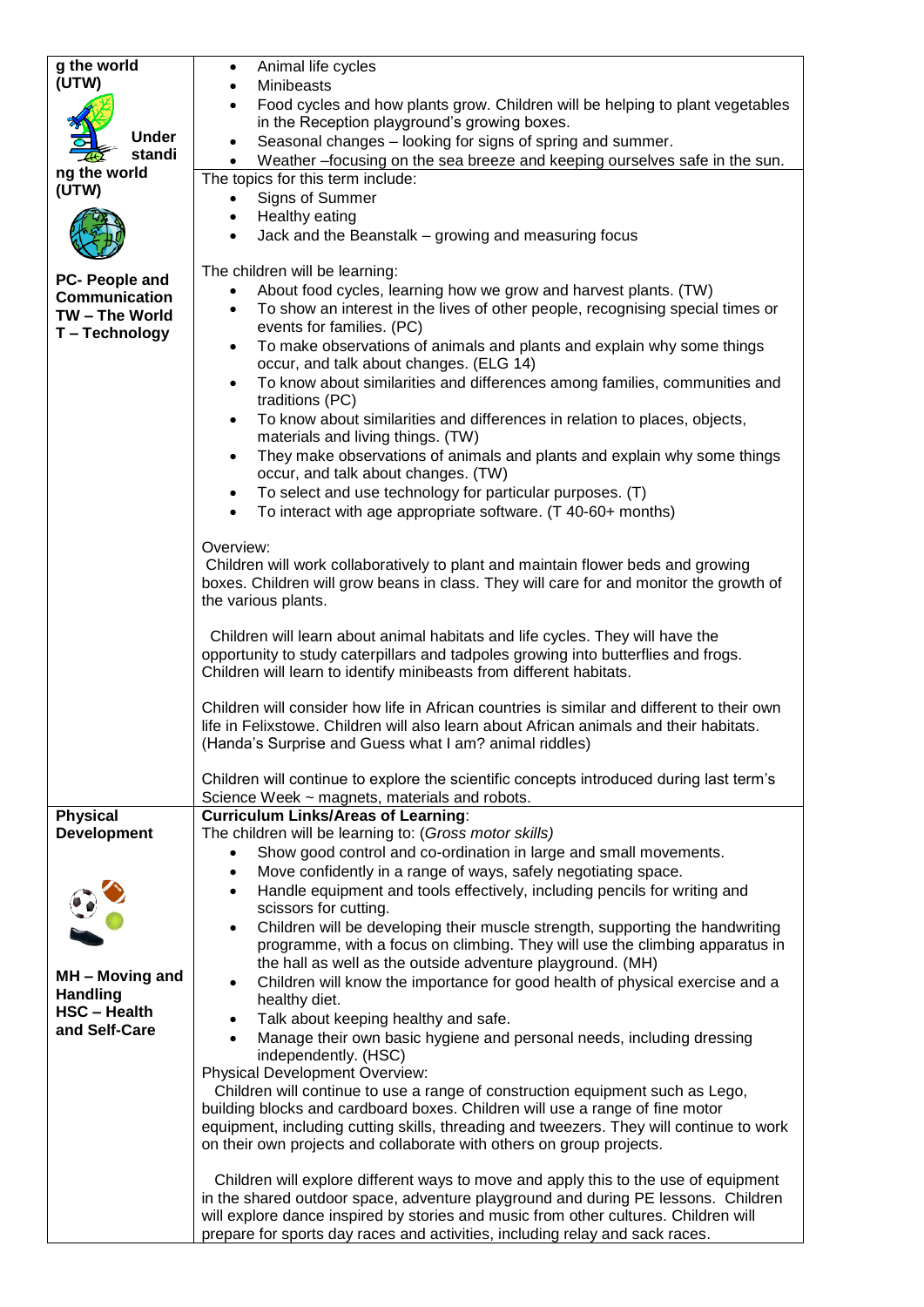| | |
|---|---|
| **g the world (UTW)** | • Animal life cycles<br>• Minibeasts<br>• Food cycles and how plants grow. Children will be helping to plant vegetables in the Reception playground's growing boxes.<br>• Seasonal changes – looking for signs of spring and summer.<br>• Weather –focusing on the sea breeze and keeping ourselves safe in the sun. |
| **Understanding the world (UTW)**<br><br>**PC- People and Communication**<br>**TW – The World**<br>**T – Technology** | The topics for this term include:<br>• Signs of Summer<br>• Healthy eating<br>• Jack and the Beanstalk – growing and measuring focus<br><br>The children will be learning:<br>• About food cycles, learning how we grow and harvest plants. (TW)<br>• To show an interest in the lives of other people, recognising special times or events for families. (PC)<br>• To make observations of animals and plants and explain why some things occur, and talk about changes. (ELG 14)<br>• To know about similarities and differences among families, communities and traditions (PC)<br>• To know about similarities and differences in relation to places, objects, materials and living things. (TW)<br>• They make observations of animals and plants and explain why some things occur, and talk about changes. (TW)<br>• To select and use technology for particular purposes. (T)<br>• To interact with age appropriate software. (T 40-60+ months)<br><br>Overview:<br>Children will work collaboratively to plant and maintain flower beds and growing boxes. Children will grow beans in class. They will care for and monitor the growth of the various plants.<br><br>Children will learn about animal habitats and life cycles. They will have the opportunity to study caterpillars and tadpoles growing into butterflies and frogs. Children will learn to identify minibeasts from different habitats.<br><br>Children will consider how life in African countries is similar and different to their own life in Felixstowe. Children will also learn about African animals and their habitats. (Handa's Surprise and Guess what I am? animal riddles)<br><br>Children will continue to explore the scientific concepts introduced during last term's Science Week ~ magnets, materials and robots. |
| **Physical Development**<br><br>**MH – Moving and Handling**<br>**HSC – Health and Self-Care** | **Curriculum Links/Areas of Learning**:<br>The children will be learning to: *(Gross motor skills)*<br>• Show good control and co-ordination in large and small movements.<br>• Move confidently in a range of ways, safely negotiating space.<br>• Handle equipment and tools effectively, including pencils for writing and scissors for cutting.<br>• Children will be developing their muscle strength, supporting the handwriting programme, with a focus on climbing. They will use the climbing apparatus in the hall as well as the outside adventure playground. (MH)<br>• Children will know the importance for good health of physical exercise and a healthy diet.<br>• Talk about keeping healthy and safe.<br>• Manage their own basic hygiene and personal needs, including dressing independently. (HSC)<br>Physical Development Overview:<br>Children will continue to use a range of construction equipment such as Lego, building blocks and cardboard boxes. Children will use a range of fine motor equipment, including cutting skills, threading and tweezers. They will continue to work on their own projects and collaborate with others on group projects.<br><br>Children will explore different ways to move and apply this to the use of equipment in the shared outdoor space, adventure playground and during PE lessons. Children will explore dance inspired by stories and music from other cultures. Children will prepare for sports day races and activities, including relay and sack races. |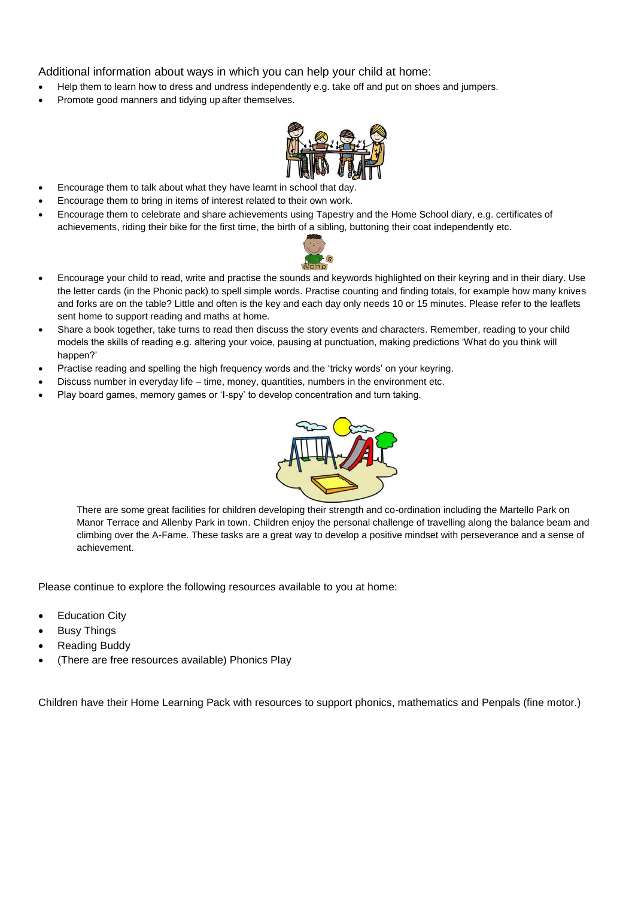Additional information about ways in which you can help your child at home:

- Help them to learn how to dress and undress independently e.g. take off and put on shoes and jumpers.
- Promote good manners and tidying up after themselves.
- Encourage them to talk about what they have learnt in school that day.
- Encourage them to bring in items of interest related to their own work.
- Encourage them to celebrate and share achievements using Tapestry and the Home School diary, e.g. certificates of achievements, riding their bike for the first time, the birth of a sibling, buttoning their coat independently etc.
- Encourage your child to read, write and practise the sounds and keywords highlighted on their keyring and in their diary. Use the letter cards (in the Phonic pack) to spell simple words. Practise counting and finding totals, for example how many knives and forks are on the table? Little and often is the key and each day only needs 10 or 15 minutes. Please refer to the leaflets sent home to support reading and maths at home.
- Share a book together, take turns to read then discuss the story events and characters. Remember, reading to your child models the skills of reading e.g. altering your voice, pausing at punctuation, making predictions 'What do you think will happen?'
- Practise reading and spelling the high frequency words and the 'tricky words' on your keyring.
- Discuss number in everyday life – time, money, quantities, numbers in the environment etc.
- Play board games, memory games or 'I-spy' to develop concentration and turn taking.

There are some great facilities for children developing their strength and co-ordination including the Martello Park on Manor Terrace and Allenby Park in town. Children enjoy the personal challenge of travelling along the balance beam and climbing over the A-Fame. These tasks are a great way to develop a positive mindset with perseverance and a sense of achievement.

Please continue to explore the following resources available to you at home:

- Education City
- Busy Things
- Reading Buddy
- (There are free resources available) Phonics Play

Children have their Home Learning Pack with resources to support phonics, mathematics and Penpals (fine motor.)